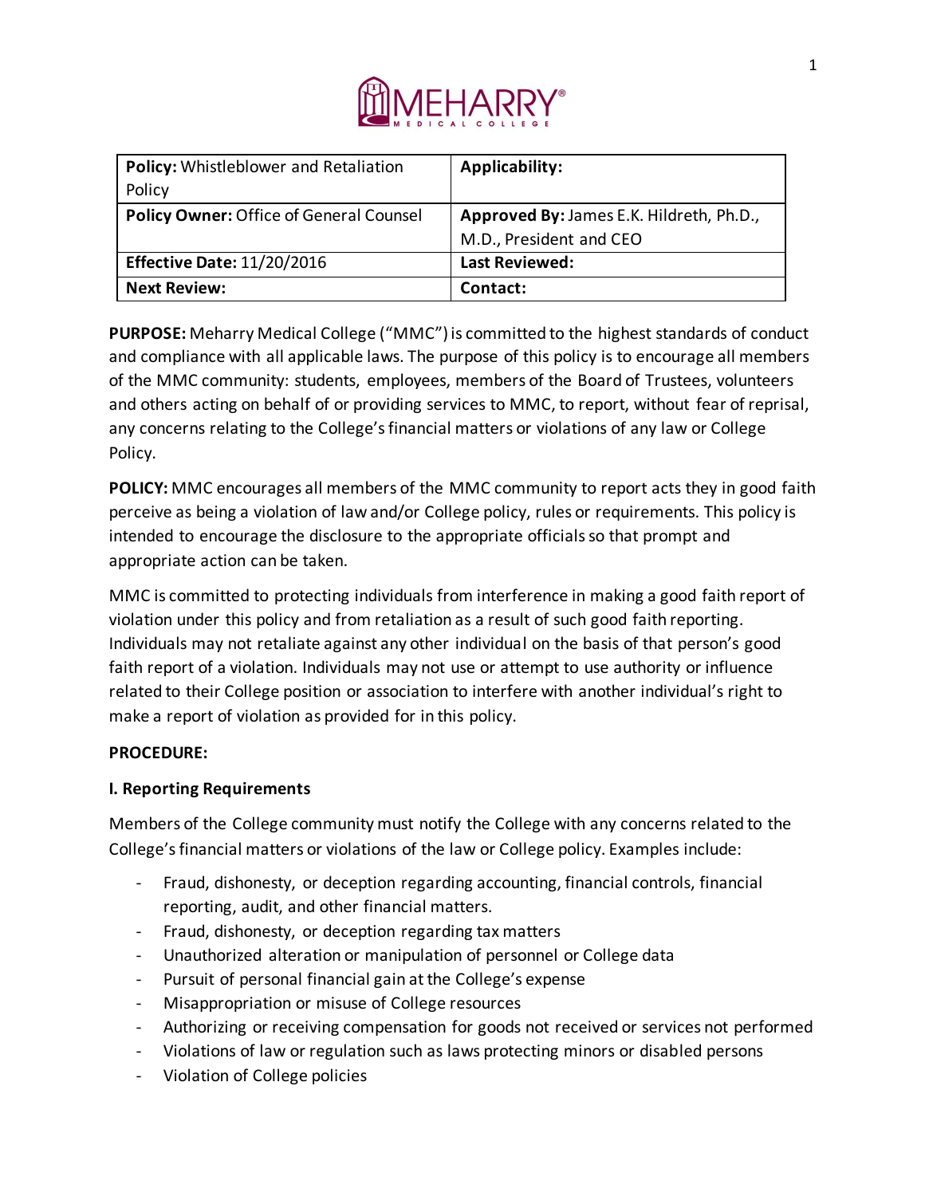| **Policy:** Whistleblower and Retaliation Policy | **Applicability:** |
|---|---|
| **Policy Owner:** Office of General Counsel | **Approved By:** James E.K. Hildreth, Ph.D., M.D., President and CEO |
| **Effective Date:** 11/20/2016 | **Last Reviewed:** |
| **Next Review:** | **Contact:** |

**PURPOSE:** Meharry Medical College ("MMC") is committed to the highest standards of conduct and compliance with all applicable laws. The purpose of this policy is to encourage all members of the MMC community: students, employees, members of the Board of Trustees, volunteers and others acting on behalf of or providing services to MMC, to report, without fear of reprisal, any concerns relating to the College's financial matters or violations of any law or College Policy.

**POLICY:** MMC encourages all members of the MMC community to report acts they in good faith perceive as being a violation of law and/or College policy, rules or requirements. This policy is intended to encourage the disclosure to the appropriate officials so that prompt and appropriate action can be taken.

MMC is committed to protecting individuals from interference in making a good faith report of violation under this policy and from retaliation as a result of such good faith reporting. Individuals may not retaliate against any other individual on the basis of that person's good faith report of a violation. Individuals may not use or attempt to use authority or influence related to their College position or association to interfere with another individual's right to make a report of violation as provided for in this policy.

**PROCEDURE:**

**I. Reporting Requirements**

Members of the College community must notify the College with any concerns related to the College's financial matters or violations of the law or College policy. Examples include:

- Fraud, dishonesty, or deception regarding accounting, financial controls, financial reporting, audit, and other financial matters.
- Fraud, dishonesty, or deception regarding tax matters
- Unauthorized alteration or manipulation of personnel or College data
- Pursuit of personal financial gain at the College's expense
- Misappropriation or misuse of College resources
- Authorizing or receiving compensation for goods not received or services not performed
- Violations of law or regulation such as laws protecting minors or disabled persons
- Violation of College policies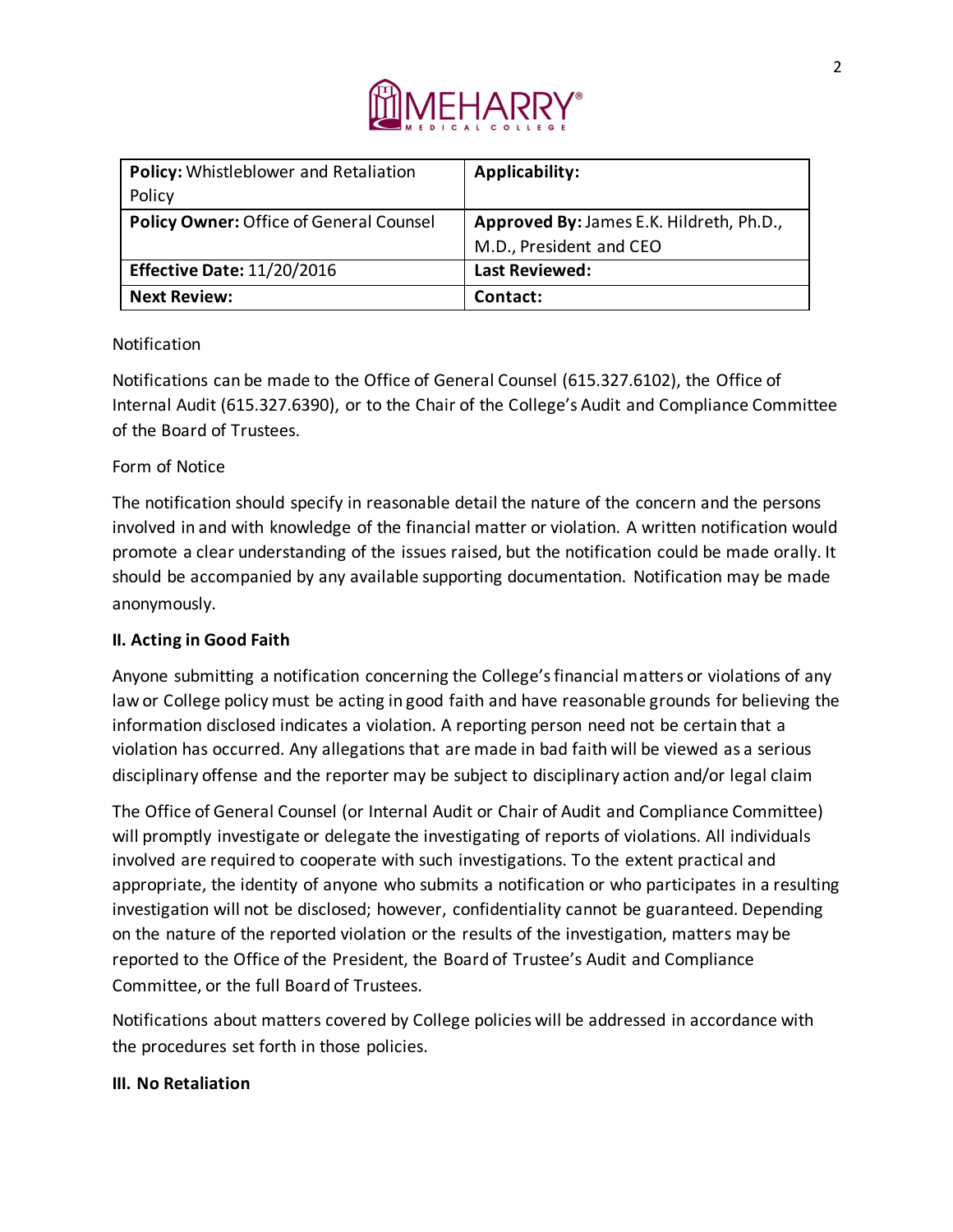| **Policy:** Whistleblower and Retaliation Policy | **Applicability:** |
|---|---|
| **Policy Owner:** Office of General Counsel | **Approved By:** James E.K. Hildreth, Ph.D., M.D., President and CEO |
| **Effective Date:** 11/20/2016 | **Last Reviewed:** |
| **Next Review:** | **Contact:** |

Notification

Notifications can be made to the Office of General Counsel (615.327.6102), the Office of Internal Audit (615.327.6390), or to the Chair of the College's Audit and Compliance Committee of the Board of Trustees.

Form of Notice

The notification should specify in reasonable detail the nature of the concern and the persons involved in and with knowledge of the financial matter or violation. A written notification would promote a clear understanding of the issues raised, but the notification could be made orally. It should be accompanied by any available supporting documentation. Notification may be made anonymously.

**II. Acting in Good Faith**

Anyone submitting a notification concerning the College's financial matters or violations of any law or College policy must be acting in good faith and have reasonable grounds for believing the information disclosed indicates a violation. A reporting person need not be certain that a violation has occurred. Any allegations that are made in bad faith will be viewed as a serious disciplinary offense and the reporter may be subject to disciplinary action and/or legal claim

The Office of General Counsel (or Internal Audit or Chair of Audit and Compliance Committee) will promptly investigate or delegate the investigating of reports of violations. All individuals involved are required to cooperate with such investigations. To the extent practical and appropriate, the identity of anyone who submits a notification or who participates in a resulting investigation will not be disclosed; however, confidentiality cannot be guaranteed. Depending on the nature of the reported violation or the results of the investigation, matters may be reported to the Office of the President, the Board of Trustee's Audit and Compliance Committee, or the full Board of Trustees.

Notifications about matters covered by College policies will be addressed in accordance with the procedures set forth in those policies.

**III. No Retaliation**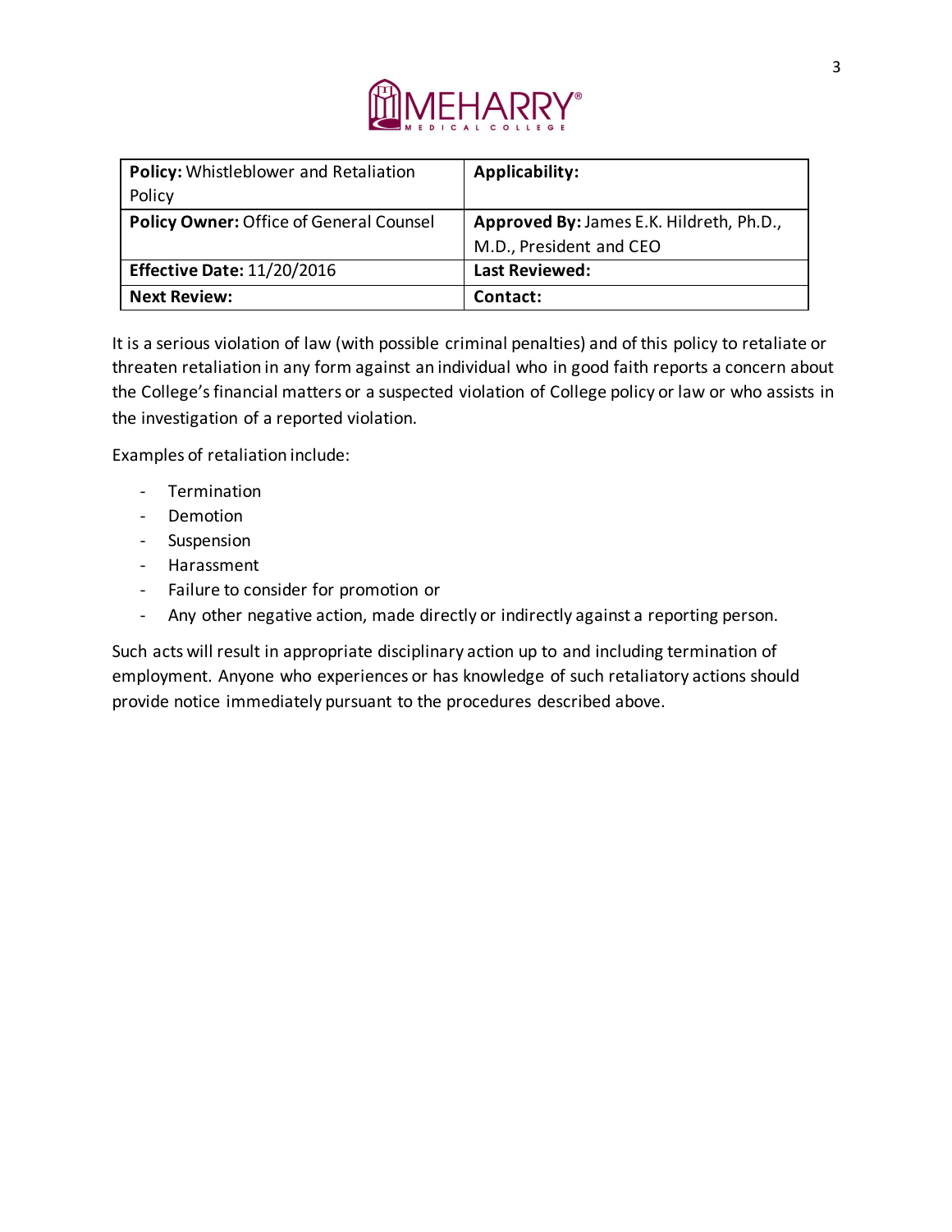| | |
|---|---|
| **Policy:** Whistleblower and Retaliation Policy | **Applicability:** |
| **Policy Owner:** Office of General Counsel | **Approved By:** James E.K. Hildreth, Ph.D., M.D., President and CEO |
| **Effective Date:** 11/20/2016 | **Last Reviewed:** |
| **Next Review:** | **Contact:** |

It is a serious violation of law (with possible criminal penalties) and of this policy to retaliate or threaten retaliation in any form against an individual who in good faith reports a concern about the College's financial matters or a suspected violation of College policy or law or who assists in the investigation of a reported violation.

Examples of retaliation include:

- Termination
- Demotion
- Suspension
- Harassment
- Failure to consider for promotion or
- Any other negative action, made directly or indirectly against a reporting person.

Such acts will result in appropriate disciplinary action up to and including termination of employment. Anyone who experiences or has knowledge of such retaliatory actions should provide notice immediately pursuant to the procedures described above.